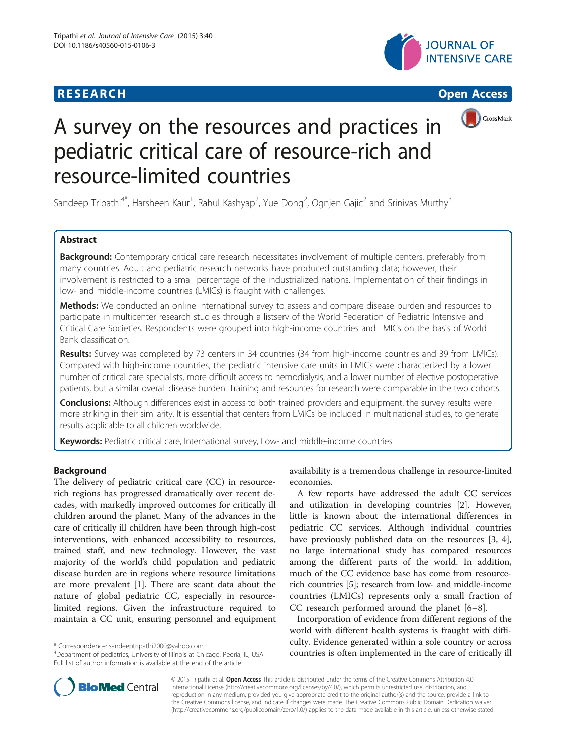**RESEARCH** **Open Access**

# A survey on the resources and practices in pediatric critical care of resource-rich and resource-limited countries

Sandeep Tripathi[4*], Harsheen Kaur[1], Rahul Kashyap[2], Yue Dong[2], Ognjen Gajic[2] and Srinivas Murthy[3]

## Abstract

**Background:** Contemporary critical care research necessitates involvement of multiple centers, preferably from many countries. Adult and pediatric research networks have produced outstanding data; however, their involvement is restricted to a small percentage of the industrialized nations. Implementation of their findings in low- and middle-income countries (LMICs) is fraught with challenges.

**Methods:** We conducted an online international survey to assess and compare disease burden and resources to participate in multicenter research studies through a listserv of the World Federation of Pediatric Intensive and Critical Care Societies. Respondents were grouped into high-income countries and LMICs on the basis of World Bank classification.

**Results:** Survey was completed by 73 centers in 34 countries (34 from high-income countries and 39 from LMICs). Compared with high-income countries, the pediatric intensive care units in LMICs were characterized by a lower number of critical care specialists, more difficult access to hemodialysis, and a lower number of elective postoperative patients, but a similar overall disease burden. Training and resources for research were comparable in the two cohorts.

**Conclusions:** Although differences exist in access to both trained providers and equipment, the survey results were more striking in their similarity. It is essential that centers from LMICs be included in multinational studies, to generate results applicable to all children worldwide.

**Keywords:** Pediatric critical care, International survey, Low- and middle-income countries

## Background

The delivery of pediatric critical care (CC) in resource-rich regions has progressed dramatically over recent decades, with markedly improved outcomes for critically ill children around the planet. Many of the advances in the care of critically ill children have been through high-cost interventions, with enhanced accessibility to resources, trained staff, and new technology. However, the vast majority of the world's child population and pediatric disease burden are in regions where resource limitations are more prevalent [1]. There are scant data about the nature of global pediatric CC, especially in resource-limited regions. Given the infrastructure required to maintain a CC unit, ensuring personnel and equipment availability is a tremendous challenge in resource-limited economies.

A few reports have addressed the adult CC services and utilization in developing countries [2]. However, little is known about the international differences in pediatric CC services. Although individual countries have previously published data on the resources [3, 4], no large international study has compared resources among the different parts of the world. In addition, much of the CC evidence base has come from resource-rich countries [5]; research from low- and middle-income countries (LMICs) represents only a small fraction of CC research performed around the planet [6–8].

Incorporation of evidence from different regions of the world with different health systems is fraught with difficulty. Evidence generated within a sole country or across countries is often implemented in the care of critically ill

\* Correspondence: sandeeptripathi2000@yahoo.com
[4]Department of pediatrics, University of Illinois at Chicago, Peoria, IL, USA
Full list of author information is available at the end of the article

© 2015 Tripathi et al. **Open Access** This article is distributed under the terms of the Creative Commons Attribution 4.0 International License (http://creativecommons.org/licenses/by/4.0/), which permits unrestricted use, distribution, and reproduction in any medium, provided you give appropriate credit to the original author(s) and the source, provide a link to the Creative Commons license, and indicate if changes were made. The Creative Commons Public Domain Dedication waiver (http://creativecommons.org/publicdomain/zero/1.0/) applies to the data made available in this article, unless otherwise stated.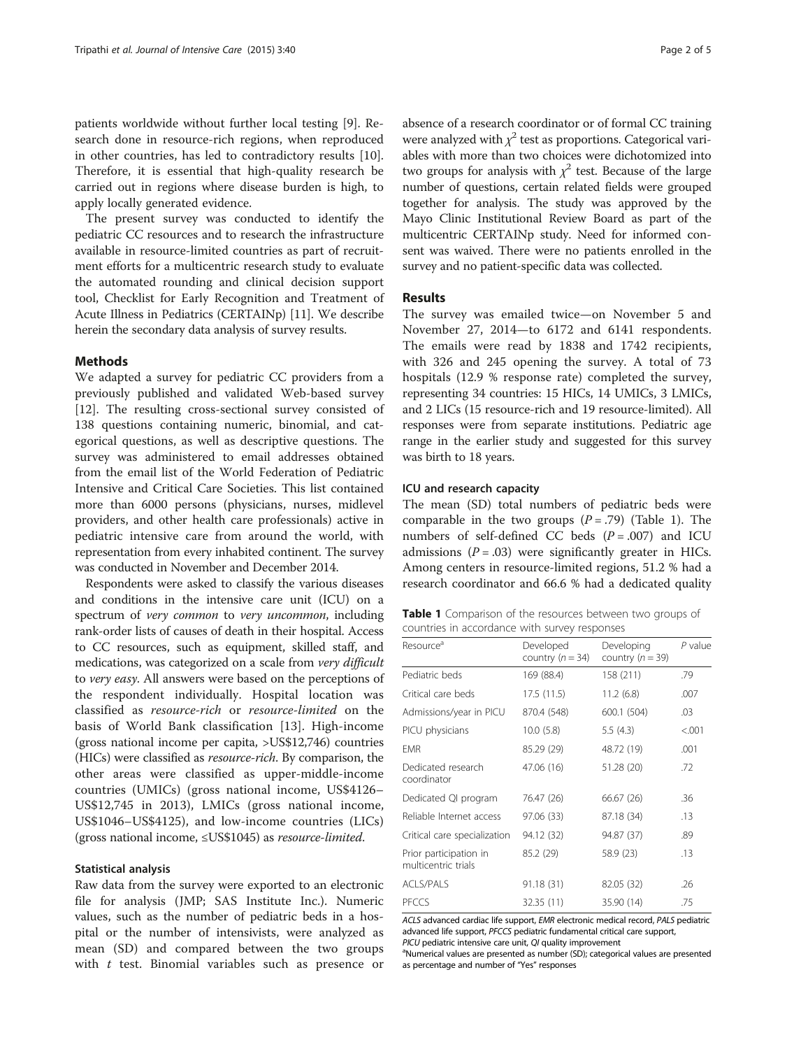patients worldwide without further local testing [9]. Research done in resource-rich regions, when reproduced in other countries, has led to contradictory results [10]. Therefore, it is essential that high-quality research be carried out in regions where disease burden is high, to apply locally generated evidence.

The present survey was conducted to identify the pediatric CC resources and to research the infrastructure available in resource-limited countries as part of recruitment efforts for a multicentric research study to evaluate the automated rounding and clinical decision support tool, Checklist for Early Recognition and Treatment of Acute Illness in Pediatrics (CERTAINp) [11]. We describe herein the secondary data analysis of survey results.

## Methods

We adapted a survey for pediatric CC providers from a previously published and validated Web-based survey [12]. The resulting cross-sectional survey consisted of 138 questions containing numeric, binomial, and categorical questions, as well as descriptive questions. The survey was administered to email addresses obtained from the email list of the World Federation of Pediatric Intensive and Critical Care Societies. This list contained more than 6000 persons (physicians, nurses, midlevel providers, and other health care professionals) active in pediatric intensive care from around the world, with representation from every inhabited continent. The survey was conducted in November and December 2014.

Respondents were asked to classify the various diseases and conditions in the intensive care unit (ICU) on a spectrum of *very common* to *very uncommon*, including rank-order lists of causes of death in their hospital. Access to CC resources, such as equipment, skilled staff, and medications, was categorized on a scale from *very difficult* to *very easy*. All answers were based on the perceptions of the respondent individually. Hospital location was classified as *resource-rich* or *resource-limited* on the basis of World Bank classification [13]. High-income (gross national income per capita, >US$12,746) countries (HICs) were classified as *resource-rich*. By comparison, the other areas were classified as upper-middle-income countries (UMICs) (gross national income, US$4126–US$12,745 in 2013), LMICs (gross national income, US$1046–US$4125), and low-income countries (LICs) (gross national income, ≤US$1045) as *resource-limited.*

### Statistical analysis

Raw data from the survey were exported to an electronic file for analysis (JMP; SAS Institute Inc.). Numeric values, such as the number of pediatric beds in a hospital or the number of intensivists, were analyzed as mean (SD) and compared between the two groups with *t* test. Binomial variables such as presence or absence of a research coordinator or of formal CC training were analyzed with $\chi^2$ test as proportions. Categorical variables with more than two choices were dichotomized into two groups for analysis with $\chi^2$ test. Because of the large number of questions, certain related fields were grouped together for analysis. The study was approved by the Mayo Clinic Institutional Review Board as part of the multicentric CERTAINp study. Need for informed consent was waived. There were no patients enrolled in the survey and no patient-specific data was collected.

## Results

The survey was emailed twice—on November 5 and November 27, 2014—to 6172 and 6141 respondents. The emails were read by 1838 and 1742 recipients, with 326 and 245 opening the survey. A total of 73 hospitals (12.9 % response rate) completed the survey, representing 34 countries: 15 HICs, 14 UMICs, 3 LMICs, and 2 LICs (15 resource-rich and 19 resource-limited). All responses were from separate institutions. Pediatric age range in the earlier study and suggested for this survey was birth to 18 years.

### ICU and research capacity

The mean (SD) total numbers of pediatric beds were comparable in the two groups ($P$ = .79) (Table 1). The numbers of self-defined CC beds ($P$ = .007) and ICU admissions ($P$ = .03) were significantly greater in HICs. Among centers in resource-limited regions, 51.2 % had a research coordinator and 66.6 % had a dedicated quality

**Table 1** Comparison of the resources between two groups of countries in accordance with survey responses

| Resource[a] | Developed country ($n$ = 34) | Developing country ($n$ = 39) | $P$ value |
|---|---|---|---|
| Pediatric beds | 169 (88.4) | 158 (211) | .79 |
| Critical care beds | 17.5 (11.5) | 11.2 (6.8) | .007 |
| Admissions/year in PICU | 870.4 (548) | 600.1 (504) | .03 |
| PICU physicians | 10.0 (5.8) | 5.5 (4.3) | <.001 |
| EMR | 85.29 (29) | 48.72 (19) | .001 |
| Dedicated research coordinator | 47.06 (16) | 51.28 (20) | .72 |
| Dedicated QI program | 76.47 (26) | 66.67 (26) | .36 |
| Reliable Internet access | 97.06 (33) | 87.18 (34) | .13 |
| Critical care specialization | 94.12 (32) | 94.87 (37) | .89 |
| Prior participation in multicentric trials | 85.2 (29) | 58.9 (23) | .13 |
| ACLS/PALS | 91.18 (31) | 82.05 (32) | .26 |
| PFCCS | 32.35 (11) | 35.90 (14) | .75 |

*ACLS* advanced cardiac life support, *EMR* electronic medical record, *PALS* pediatric advanced life support, *PFCCS* pediatric fundamental critical care support, *PICU* pediatric intensive care unit, *QI* quality improvement

[a]Numerical values are presented as number (SD); categorical values are presented as percentage and number of "Yes" responses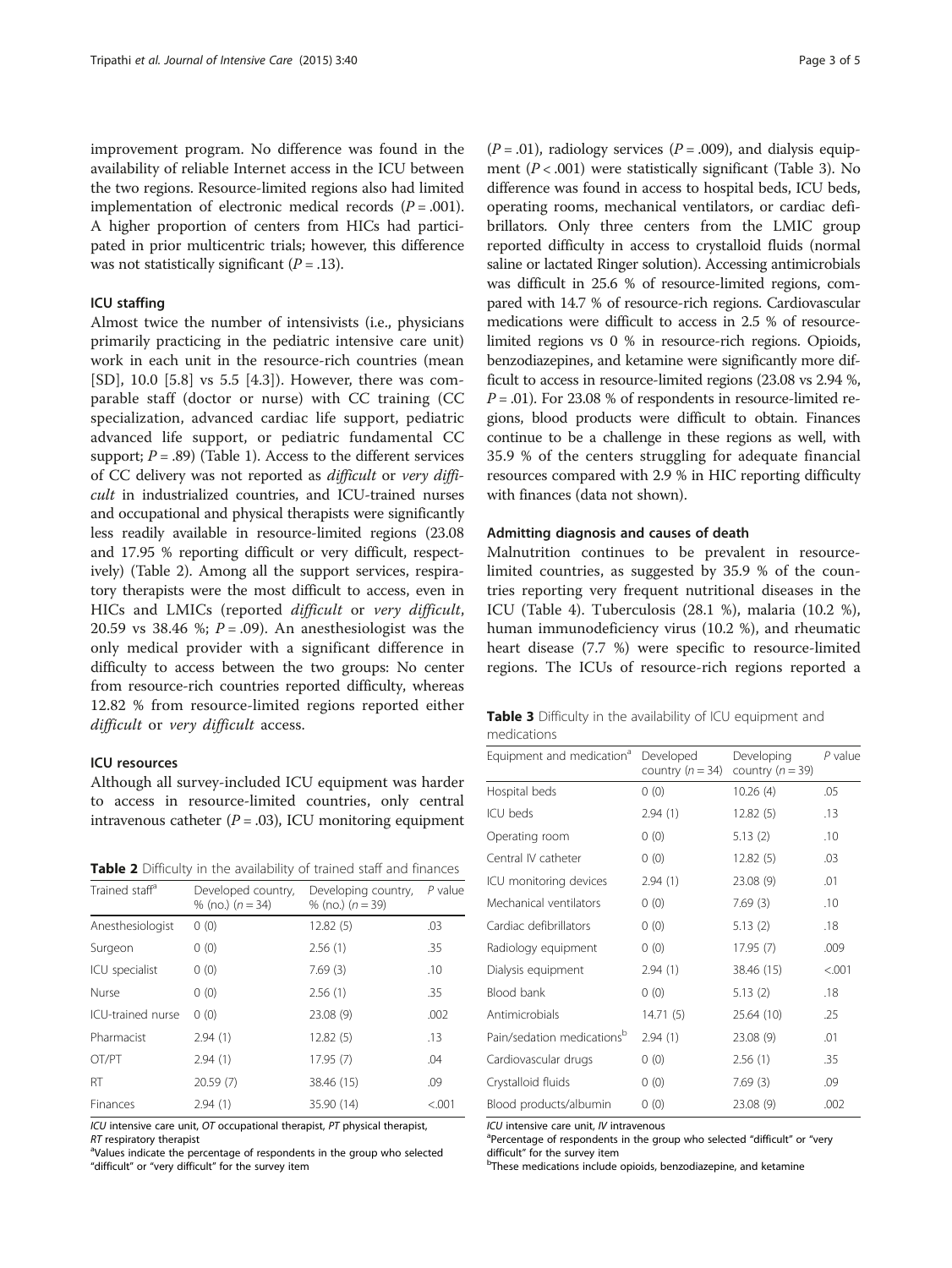improvement program. No difference was found in the availability of reliable Internet access in the ICU between the two regions. Resource-limited regions also had limited implementation of electronic medical records ($P = .001$). A higher proportion of centers from HICs had participated in prior multicentric trials; however, this difference was not statistically significant ($P = .13$).

### ICU staffing

Almost twice the number of intensivists (i.e., physicians primarily practicing in the pediatric intensive care unit) work in each unit in the resource-rich countries (mean [SD], 10.0 [5.8] vs 5.5 [4.3]). However, there was comparable staff (doctor or nurse) with CC training (CC specialization, advanced cardiac life support, pediatric advanced life support, or pediatric fundamental CC support; $P = .89$) (Table 1). Access to the different services of CC delivery was not reported as *difficult* or *very difficult* in industrialized countries, and ICU-trained nurses and occupational and physical therapists were significantly less readily available in resource-limited regions (23.08 and 17.95 % reporting difficult or very difficult, respectively) (Table 2). Among all the support services, respiratory therapists were the most difficult to access, even in HICs and LMICs (reported *difficult* or *very difficult*, 20.59 vs 38.46 %; $P = .09$). An anesthesiologist was the only medical provider with a significant difference in difficulty to access between the two groups: No center from resource-rich countries reported difficulty, whereas 12.82 % from resource-limited regions reported either *difficult* or *very difficult* access.

### ICU resources

Although all survey-included ICU equipment was harder to access in resource-limited countries, only central intravenous catheter ($P = .03$), ICU monitoring equipment ($P = .01$), radiology services ($P = .009$), and dialysis equipment ($P < .001$) were statistically significant (Table 3). No difference was found in access to hospital beds, ICU beds, operating rooms, mechanical ventilators, or cardiac defibrillators. Only three centers from the LMIC group reported difficulty in access to crystalloid fluids (normal saline or lactated Ringer solution). Accessing antimicrobials was difficult in 25.6 % of resource-limited regions, compared with 14.7 % of resource-rich regions. Cardiovascular medications were difficult to access in 2.5 % of resource-limited regions vs 0 % in resource-rich regions. Opioids, benzodiazepines, and ketamine were significantly more difficult to access in resource-limited regions (23.08 vs 2.94 %, $P = .01$). For 23.08 % of respondents in resource-limited regions, blood products were difficult to obtain. Finances continue to be a challenge in these regions as well, with 35.9 % of the centers struggling for adequate financial resources compared with 2.9 % in HIC reporting difficulty with finances (data not shown).

**Table 2** Difficulty in the availability of trained staff and finances

| Trained staff[a] | Developed country, % (no.) ($n = 34$) | Developing country, % (no.) ($n = 39$) | $P$ value |
|---|---|---|---|
| Anesthesiologist | 0 (0) | 12.82 (5) | .03 |
| Surgeon | 0 (0) | 2.56 (1) | .35 |
| ICU specialist | 0 (0) | 7.69 (3) | .10 |
| Nurse | 0 (0) | 2.56 (1) | .35 |
| ICU-trained nurse | 0 (0) | 23.08 (9) | .002 |
| Pharmacist | 2.94 (1) | 12.82 (5) | .13 |
| OT/PT | 2.94 (1) | 17.95 (7) | .04 |
| RT | 20.59 (7) | 38.46 (15) | .09 |
| Finances | 2.94 (1) | 35.90 (14) | <.001 |

*ICU* intensive care unit, *OT* occupational therapist, *PT* physical therapist, *RT* respiratory therapist

[a]Values indicate the percentage of respondents in the group who selected "difficult" or "very difficult" for the survey item

### Admitting diagnosis and causes of death

Malnutrition continues to be prevalent in resource-limited countries, as suggested by 35.9 % of the countries reporting very frequent nutritional diseases in the ICU (Table 4). Tuberculosis (28.1 %), malaria (10.2 %), human immunodeficiency virus (10.2 %), and rheumatic heart disease (7.7 %) were specific to resource-limited regions. The ICUs of resource-rich regions reported a

**Table 3** Difficulty in the availability of ICU equipment and medications

| Equipment and medication[a] | Developed country ($n = 34$) | Developing country ($n = 39$) | $P$ value |
|---|---|---|---|
| Hospital beds | 0 (0) | 10.26 (4) | .05 |
| ICU beds | 2.94 (1) | 12.82 (5) | .13 |
| Operating room | 0 (0) | 5.13 (2) | .10 |
| Central IV catheter | 0 (0) | 12.82 (5) | .03 |
| ICU monitoring devices | 2.94 (1) | 23.08 (9) | .01 |
| Mechanical ventilators | 0 (0) | 7.69 (3) | .10 |
| Cardiac defibrillators | 0 (0) | 5.13 (2) | .18 |
| Radiology equipment | 0 (0) | 17.95 (7) | .009 |
| Dialysis equipment | 2.94 (1) | 38.46 (15) | <.001 |
| Blood bank | 0 (0) | 5.13 (2) | .18 |
| Antimicrobials | 14.71 (5) | 25.64 (10) | .25 |
| Pain/sedation medications[b] | 2.94 (1) | 23.08 (9) | .01 |
| Cardiovascular drugs | 0 (0) | 2.56 (1) | .35 |
| Crystalloid fluids | 0 (0) | 7.69 (3) | .09 |
| Blood products/albumin | 0 (0) | 23.08 (9) | .002 |

*ICU* intensive care unit, *IV* intravenous

[a]Percentage of respondents in the group who selected "difficult" or "very difficult" for the survey item

[b]These medications include opioids, benzodiazepine, and ketamine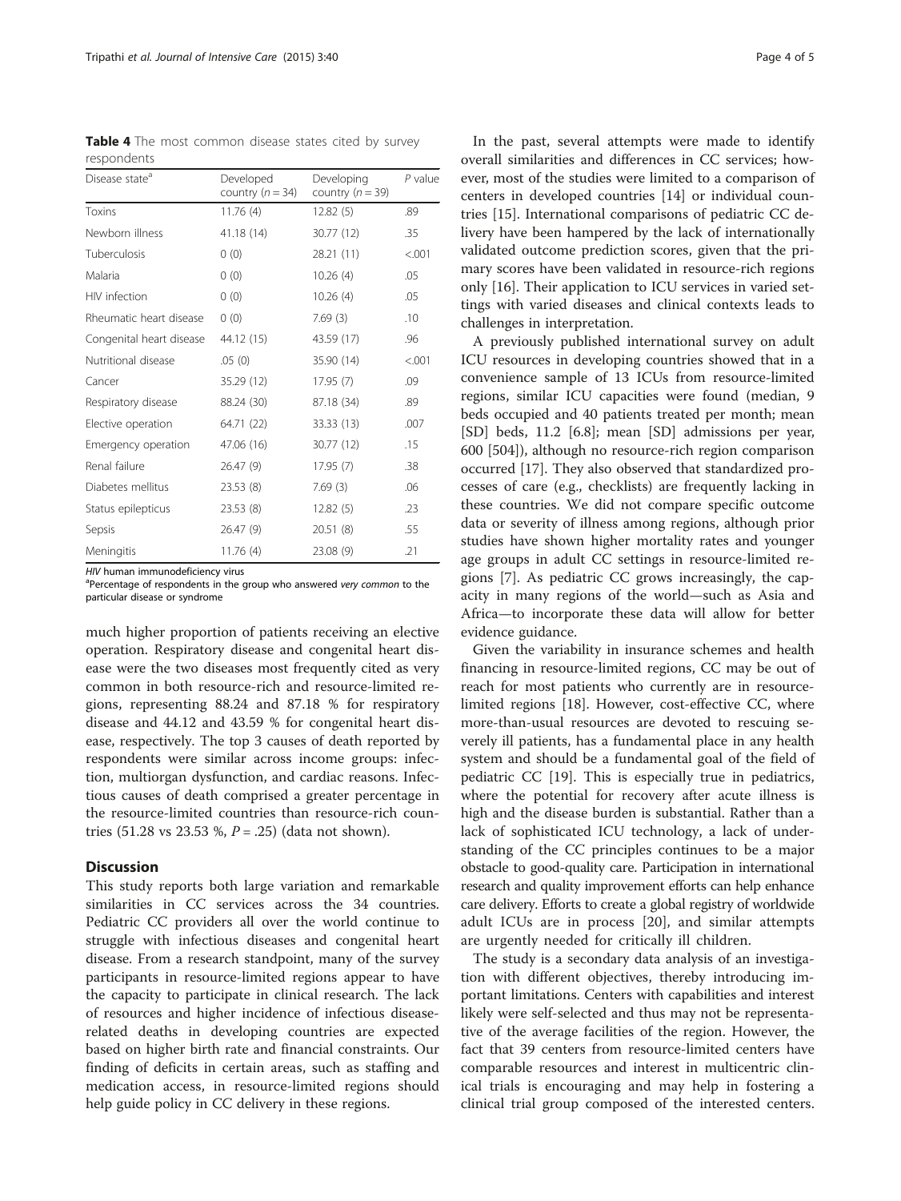**Table 4** The most common disease states cited by survey respondents

| Disease state[a] | Developed country ($n = 34$) | Developing country ($n = 39$) | P value |
|---|---|---|---|
| Toxins | 11.76 (4) | 12.82 (5) | .89 |
| Newborn illness | 41.18 (14) | 30.77 (12) | .35 |
| Tuberculosis | 0 (0) | 28.21 (11) | <.001 |
| Malaria | 0 (0) | 10.26 (4) | .05 |
| HIV infection | 0 (0) | 10.26 (4) | .05 |
| Rheumatic heart disease | 0 (0) | 7.69 (3) | .10 |
| Congenital heart disease | 44.12 (15) | 43.59 (17) | .96 |
| Nutritional disease | .05 (0) | 35.90 (14) | <.001 |
| Cancer | 35.29 (12) | 17.95 (7) | .09 |
| Respiratory disease | 88.24 (30) | 87.18 (34) | .89 |
| Elective operation | 64.71 (22) | 33.33 (13) | .007 |
| Emergency operation | 47.06 (16) | 30.77 (12) | .15 |
| Renal failure | 26.47 (9) | 17.95 (7) | .38 |
| Diabetes mellitus | 23.53 (8) | 7.69 (3) | .06 |
| Status epilepticus | 23.53 (8) | 12.82 (5) | .23 |
| Sepsis | 26.47 (9) | 20.51 (8) | .55 |
| Meningitis | 11.76 (4) | 23.08 (9) | .21 |

*HIV* human immunodeficiency virus
[a]Percentage of respondents in the group who answered *very common* to the particular disease or syndrome

much higher proportion of patients receiving an elective operation. Respiratory disease and congenital heart disease were the two diseases most frequently cited as very common in both resource-rich and resource-limited regions, representing 88.24 and 87.18 % for respiratory disease and 44.12 and 43.59 % for congenital heart disease, respectively. The top 3 causes of death reported by respondents were similar across income groups: infection, multiorgan dysfunction, and cardiac reasons. Infectious causes of death comprised a greater percentage in the resource-limited countries than resource-rich countries (51.28 vs 23.53 %, $P = .25$) (data not shown).

## Discussion

This study reports both large variation and remarkable similarities in CC services across the 34 countries. Pediatric CC providers all over the world continue to struggle with infectious diseases and congenital heart disease. From a research standpoint, many of the survey participants in resource-limited regions appear to have the capacity to participate in clinical research. The lack of resources and higher incidence of infectious disease-related deaths in developing countries are expected based on higher birth rate and financial constraints. Our finding of deficits in certain areas, such as staffing and medication access, in resource-limited regions should help guide policy in CC delivery in these regions.

In the past, several attempts were made to identify overall similarities and differences in CC services; however, most of the studies were limited to a comparison of centers in developed countries [14] or individual countries [15]. International comparisons of pediatric CC delivery have been hampered by the lack of internationally validated outcome prediction scores, given that the primary scores have been validated in resource-rich regions only [16]. Their application to ICU services in varied settings with varied diseases and clinical contexts leads to challenges in interpretation.

A previously published international survey on adult ICU resources in developing countries showed that in a convenience sample of 13 ICUs from resource-limited regions, similar ICU capacities were found (median, 9 beds occupied and 40 patients treated per month; mean [SD] beds, 11.2 [6.8]; mean [SD] admissions per year, 600 [504]), although no resource-rich region comparison occurred [17]. They also observed that standardized processes of care (e.g., checklists) are frequently lacking in these countries. We did not compare specific outcome data or severity of illness among regions, although prior studies have shown higher mortality rates and younger age groups in adult CC settings in resource-limited regions [7]. As pediatric CC grows increasingly, the capacity in many regions of the world—such as Asia and Africa—to incorporate these data will allow for better evidence guidance.

Given the variability in insurance schemes and health financing in resource-limited regions, CC may be out of reach for most patients who currently are in resource-limited regions [18]. However, cost-effective CC, where more-than-usual resources are devoted to rescuing severely ill patients, has a fundamental place in any health system and should be a fundamental goal of the field of pediatric CC [19]. This is especially true in pediatrics, where the potential for recovery after acute illness is high and the disease burden is substantial. Rather than a lack of sophisticated ICU technology, a lack of understanding of the CC principles continues to be a major obstacle to good-quality care. Participation in international research and quality improvement efforts can help enhance care delivery. Efforts to create a global registry of worldwide adult ICUs are in process [20], and similar attempts are urgently needed for critically ill children.

The study is a secondary data analysis of an investigation with different objectives, thereby introducing important limitations. Centers with capabilities and interest likely were self-selected and thus may not be representative of the average facilities of the region. However, the fact that 39 centers from resource-limited centers have comparable resources and interest in multicentric clinical trials is encouraging and may help in fostering a clinical trial group composed of the interested centers.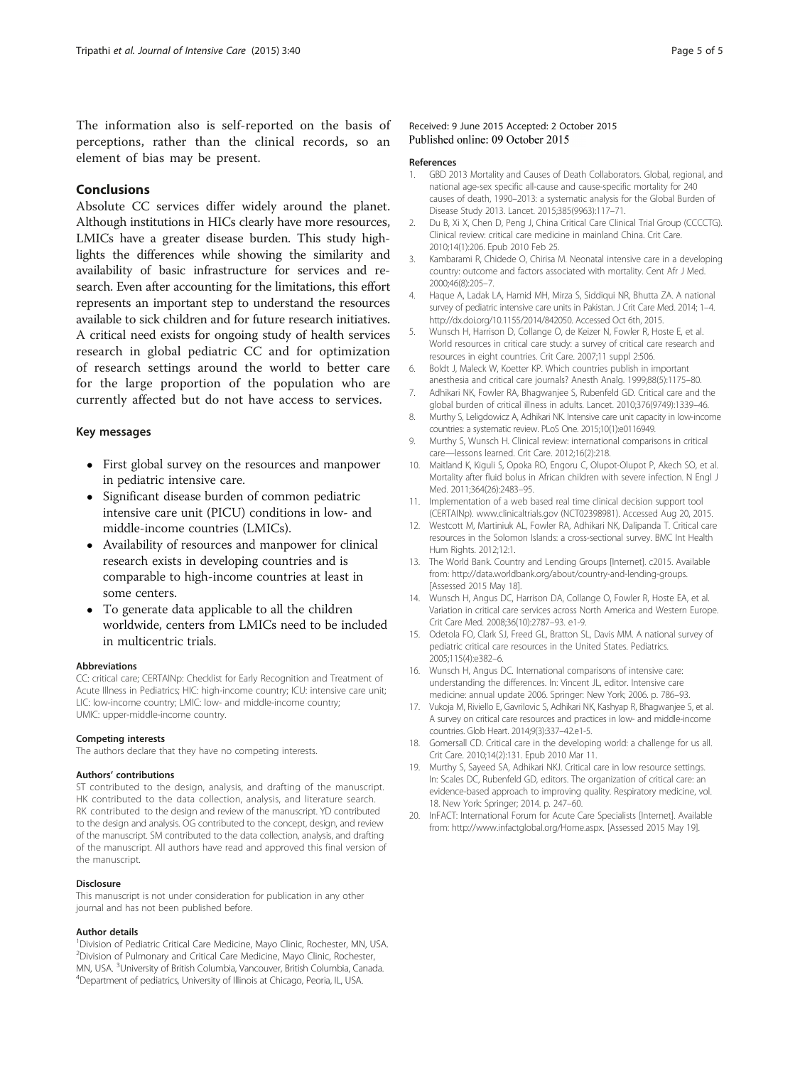The information also is self-reported on the basis of perceptions, rather than the clinical records, so an element of bias may be present.

## Conclusions

Absolute CC services differ widely around the planet. Although institutions in HICs clearly have more resources, LMICs have a greater disease burden. This study highlights the differences while showing the similarity and availability of basic infrastructure for services and research. Even after accounting for the limitations, this effort represents an important step to understand the resources available to sick children and for future research initiatives. A critical need exists for ongoing study of health services research in global pediatric CC and for optimization of research settings around the world to better care for the large proportion of the population who are currently affected but do not have access to services.

### Key messages

- First global survey on the resources and manpower in pediatric intensive care.
- Significant disease burden of common pediatric intensive care unit (PICU) conditions in low- and middle-income countries (LMICs).
- Availability of resources and manpower for clinical research exists in developing countries and is comparable to high-income countries at least in some centers.
- To generate data applicable to all the children worldwide, centers from LMICs need to be included in multicentric trials.

#### Abbreviations

CC: critical care; CERTAINp: Checklist for Early Recognition and Treatment of Acute Illness in Pediatrics; HIC: high-income country; ICU: intensive care unit; LIC: low-income country; LMIC: low- and middle-income country; UMIC: upper-middle-income country.

#### Competing interests

The authors declare that they have no competing interests.

#### Authors' contributions

ST contributed to the design, analysis, and drafting of the manuscript. HK contributed to the data collection, analysis, and literature search. RK contributed to the design and review of the manuscript. YD contributed to the design and analysis. OG contributed to the concept, design, and review of the manuscript. SM contributed to the data collection, analysis, and drafting of the manuscript. All authors have read and approved this final version of the manuscript.

#### Disclosure

This manuscript is not under consideration for publication in any other journal and has not been published before.

#### Author details

[1]Division of Pediatric Critical Care Medicine, Mayo Clinic, Rochester, MN, USA. [2]Division of Pulmonary and Critical Care Medicine, Mayo Clinic, Rochester, MN, USA. [3]University of British Columbia, Vancouver, British Columbia, Canada. [4]Department of pediatrics, University of Illinois at Chicago, Peoria, IL, USA.

Received: 9 June 2015 Accepted: 2 October 2015
Published online: 09 October 2015

#### References

1. GBD 2013 Mortality and Causes of Death Collaborators. Global, regional, and national age-sex specific all-cause and cause-specific mortality for 240 causes of death, 1990–2013: a systematic analysis for the Global Burden of Disease Study 2013. Lancet. 2015;385(9963):117–71.
2. Du B, Xi X, Chen D, Peng J, China Critical Care Clinical Trial Group (CCCCTG). Clinical review: critical care medicine in mainland China. Crit Care. 2010;14(1):206. Epub 2010 Feb 25.
3. Kambarami R, Chidede O, Chirisa M. Neonatal intensive care in a developing country: outcome and factors associated with mortality. Cent Afr J Med. 2000;46(8):205–7.
4. Haque A, Ladak LA, Hamid MH, Mirza S, Siddiqui NR, Bhutta ZA. A national survey of pediatric intensive care units in Pakistan. J Crit Care Med. 2014; 1–4. http://dx.doi.org/10.1155/2014/842050. Accessed Oct 6th, 2015.
5. Wunsch H, Harrison D, Collange O, de Keizer N, Fowler R, Hoste E, et al. World resources in critical care study: a survey of critical care research and resources in eight countries. Crit Care. 2007;11 suppl 2:506.
6. Boldt J, Maleck W, Koetter KP. Which countries publish in important anesthesia and critical care journals? Anesth Analg. 1999;88(5):1175–80.
7. Adhikari NK, Fowler RA, Bhagwanjee S, Rubenfeld GD. Critical care and the global burden of critical illness in adults. Lancet. 2010;376(9749):1339–46.
8. Murthy S, Leligdowicz A, Adhikari NK. Intensive care unit capacity in low-income countries: a systematic review. PLoS One. 2015;10(1):e0116949.
9. Murthy S, Wunsch H. Clinical review: international comparisons in critical care—lessons learned. Crit Care. 2012;16(2):218.
10. Maitland K, Kiguli S, Opoka RO, Engoru C, Olupot-Olupot P, Akech SO, et al. Mortality after fluid bolus in African children with severe infection. N Engl J Med. 2011;364(26):2483–95.
11. Implementation of a web based real time clinical decision support tool (CERTAINp). www.clinicaltrials.gov (NCT02398981). Accessed Aug 20, 2015.
12. Westcott M, Martiniuk AL, Fowler RA, Adhikari NK, Dalipanda T. Critical care resources in the Solomon Islands: a cross-sectional survey. BMC Int Health Hum Rights. 2012;12:1.
13. The World Bank. Country and Lending Groups [Internet]. c2015. Available from: http://data.worldbank.org/about/country-and-lending-groups. [Assessed 2015 May 18].
14. Wunsch H, Angus DC, Harrison DA, Collange O, Fowler R, Hoste EA, et al. Variation in critical care services across North America and Western Europe. Crit Care Med. 2008;36(10):2787–93. e1-9.
15. Odetola FO, Clark SJ, Freed GL, Bratton SL, Davis MM. A national survey of pediatric critical care resources in the United States. Pediatrics. 2005;115(4):e382–6.
16. Wunsch H, Angus DC. International comparisons of intensive care: understanding the differences. In: Vincent JL, editor. Intensive care medicine: annual update 2006. Springer: New York; 2006. p. 786–93.
17. Vukoja M, Riviello E, Gavrilovic S, Adhikari NK, Kashyap R, Bhagwanjee S, et al. A survey on critical care resources and practices in low- and middle-income countries. Glob Heart. 2014;9(3):337–42.e1-5.
18. Gomersall CD. Critical care in the developing world: a challenge for us all. Crit Care. 2010;14(2):131. Epub 2010 Mar 11.
19. Murthy S, Sayeed SA, Adhikari NKJ. Critical care in low resource settings. In: Scales DC, Rubenfeld GD, editors. The organization of critical care: an evidence-based approach to improving quality. Respiratory medicine, vol. 18. New York: Springer; 2014. p. 247–60.
20. InFACT: International Forum for Acute Care Specialists [Internet]. Available from: http://www.infactglobal.org/Home.aspx. [Assessed 2015 May 19].